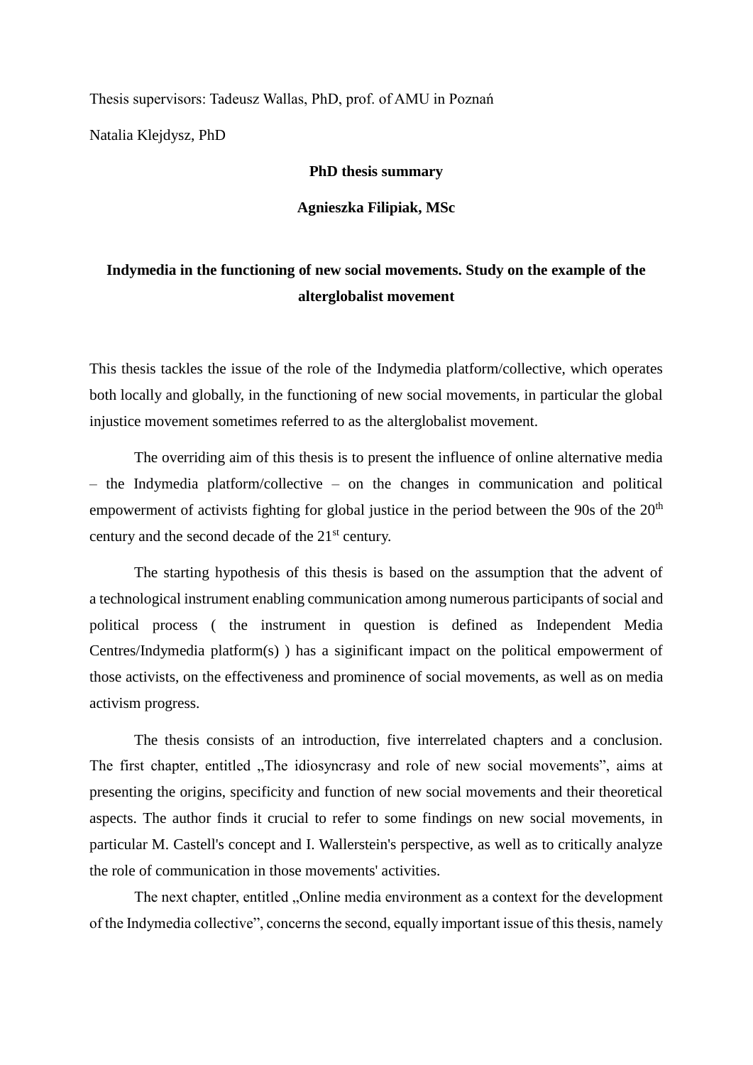Thesis supervisors: Tadeusz Wallas, PhD, prof. of AMU in Poznań

Natalia Klejdysz, PhD

**PhD thesis summary**

**Agnieszka Filipiak, MSc**

# Indymedia in the functioning of new social movements. Study on the example of the alterglobalist movement

This thesis tackles the issue of the role of the Indymedia platform/collective, which operates both locally and globally, in the functioning of new social movements, in particular the global injustice movement sometimes referred to as the alterglobalist movement.

The overriding aim of this thesis is to present the influence of online alternative media – the Indymedia platform/collective – on the changes in communication and political empowerment of activists fighting for global justice in the period between the 90s of the 20$^{th}$ century and the second decade of the 21$^{st}$ century.

The starting hypothesis of this thesis is based on the assumption that the advent of a technological instrument enabling communication among numerous participants of social and political process ( the instrument in question is defined as Independent Media Centres/Indymedia platform(s) ) has a siginificant impact on the political empowerment of those activists, on the effectiveness and prominence of social movements, as well as on media activism progress.

The thesis consists of an introduction, five interrelated chapters and a conclusion. The first chapter, entitled „The idiosyncrasy and role of new social movements", aims at presenting the origins, specificity and function of new social movements and their theoretical aspects. The author finds it crucial to refer to some findings on new social movements, in particular M. Castell's concept and I. Wallerstein's perspective, as well as to critically analyze the role of communication in those movements' activities.

The next chapter, entitled „Online media environment as a context for the development of the Indymedia collective", concerns the second, equally important issue of this thesis, namely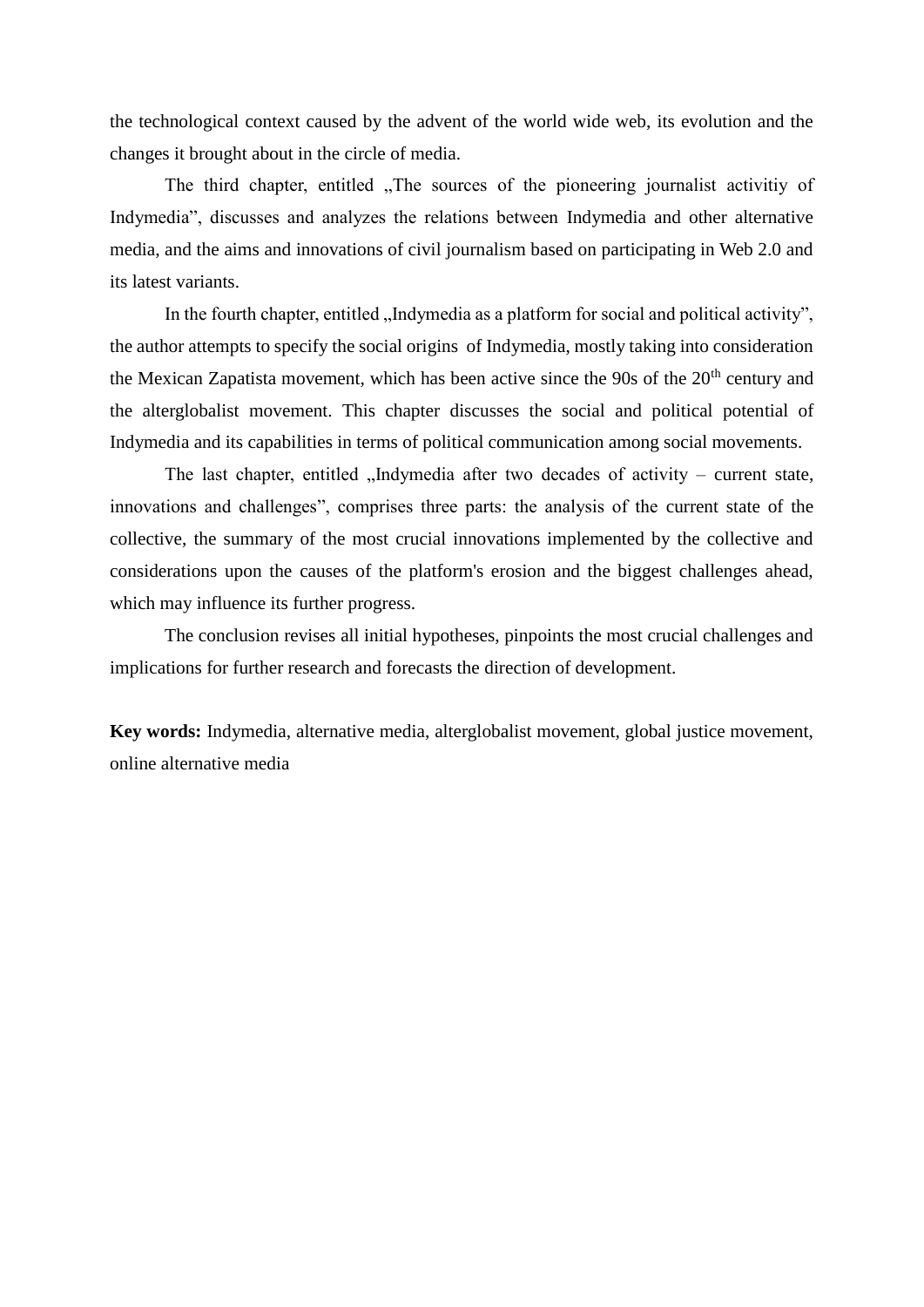the technological context caused by the advent of the world wide web, its evolution and the changes it brought about in the circle of media.

The third chapter, entitled „The sources of the pioneering journalist activitiy of Indymedia", discusses and analyzes the relations between Indymedia and other alternative media, and the aims and innovations of civil journalism based on participating in Web 2.0 and its latest variants.

In the fourth chapter, entitled „Indymedia as a platform for social and political activity", the author attempts to specify the social origins of Indymedia, mostly taking into consideration the Mexican Zapatista movement, which has been active since the 90s of the 20th century and the alterglobalist movement. This chapter discusses the social and political potential of Indymedia and its capabilities in terms of political communication among social movements.

The last chapter, entitled „Indymedia after two decades of activity – current state, innovations and challenges", comprises three parts: the analysis of the current state of the collective, the summary of the most crucial innovations implemented by the collective and considerations upon the causes of the platform's erosion and the biggest challenges ahead, which may influence its further progress.

The conclusion revises all initial hypotheses, pinpoints the most crucial challenges and implications for further research and forecasts the direction of development.

**Key words:** Indymedia, alternative media, alterglobalist movement, global justice movement, online alternative media